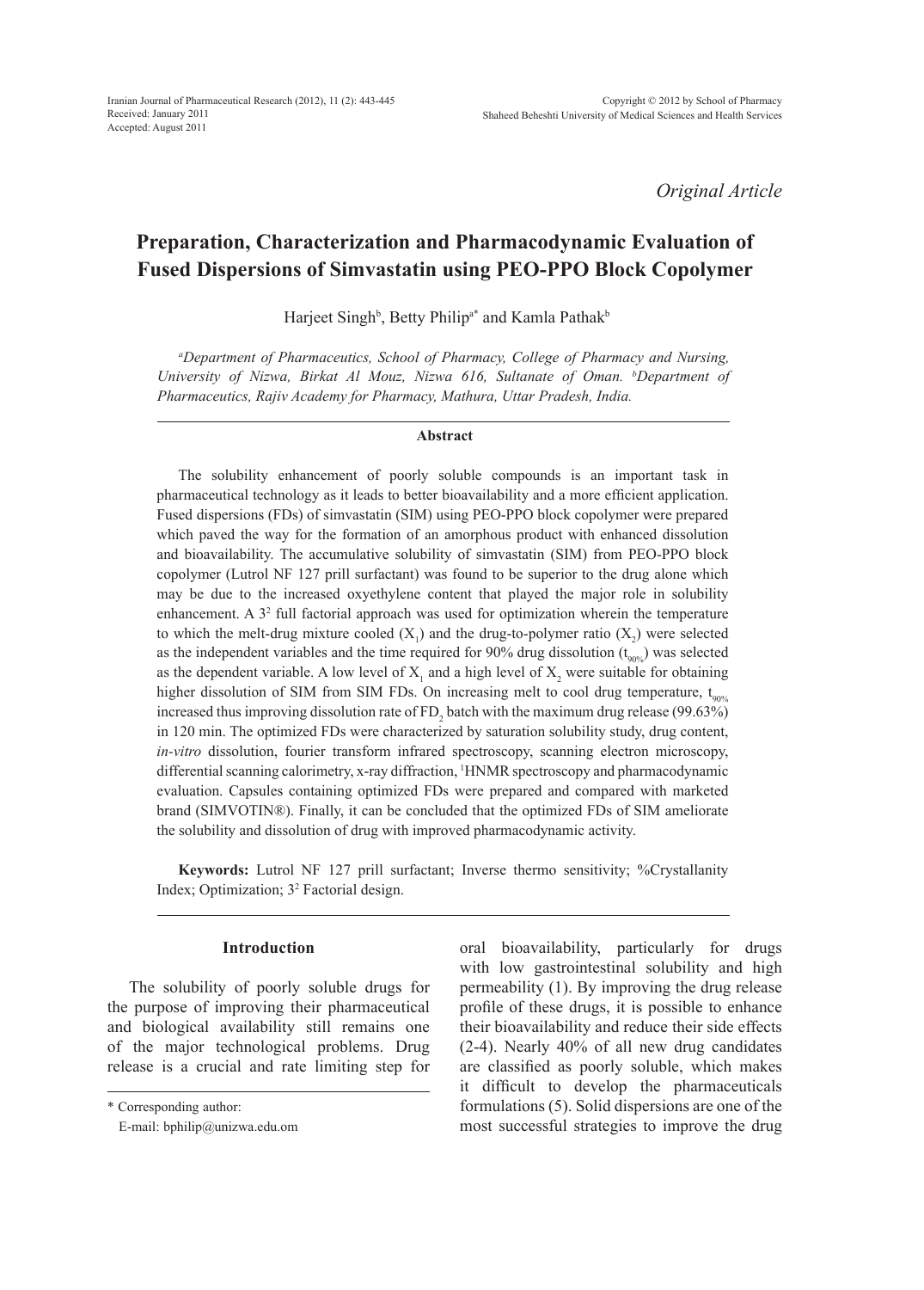*Original Article*

# Preparation, Characterization and Pharmacodynamic Evaluation of Fused Dispersions of Simvastatin using PEO-PPO Block Copolymer

Harjeet Singh[b], Betty Philip[a*] and Kamla Pathak[b]

*[a]Department of Pharmaceutics, School of Pharmacy, College of Pharmacy and Nursing, University of Nizwa, Birkat Al Mouz, Nizwa 616, Sultanate of Oman. [b]Department of Pharmaceutics, Rajiv Academy for Pharmacy, Mathura, Uttar Pradesh, India.*

## Abstract

The solubility enhancement of poorly soluble compounds is an important task in pharmaceutical technology as it leads to better bioavailability and a more efficient application. Fused dispersions (FDs) of simvastatin (SIM) using PEO-PPO block copolymer were prepared which paved the way for the formation of an amorphous product with enhanced dissolution and bioavailability. The accumulative solubility of simvastatin (SIM) from PEO-PPO block copolymer (Lutrol NF 127 prill surfactant) was found to be superior to the drug alone which may be due to the increased oxyethylene content that played the major role in solubility enhancement. A $3^2$ full factorial approach was used for optimization wherein the temperature to which the melt-drug mixture cooled ($X_1$) and the drug-to-polymer ratio ($X_2$) were selected as the independent variables and the time required for 90% drug dissolution ($t_{90\%}$) was selected as the dependent variable. A low level of $X_1$ and a high level of $X_2$ were suitable for obtaining higher dissolution of SIM from SIM FDs. On increasing melt to cool drug temperature, $t_{90\%}$ increased thus improving dissolution rate of $FD_2$ batch with the maximum drug release (99.63%) in 120 min. The optimized FDs were characterized by saturation solubility study, drug content, *in-vitro* dissolution, fourier transform infrared spectroscopy, scanning electron microscopy, differential scanning calorimetry, x-ray diffraction, $^1$HNMR spectroscopy and pharmacodynamic evaluation. Capsules containing optimized FDs were prepared and compared with marketed brand (SIMVOTIN®). Finally, it can be concluded that the optimized FDs of SIM ameliorate the solubility and dissolution of drug with improved pharmacodynamic activity.

**Keywords:** Lutrol NF 127 prill surfactant; Inverse thermo sensitivity; %Crystallanity Index; Optimization; $3^2$ Factorial design.

## Introduction

The solubility of poorly soluble drugs for the purpose of improving their pharmaceutical and biological availability still remains one of the major technological problems. Drug release is a crucial and rate limiting step for oral bioavailability, particularly for drugs with low gastrointestinal solubility and high permeability (1). By improving the drug release profile of these drugs, it is possible to enhance their bioavailability and reduce their side effects (2-4). Nearly 40% of all new drug candidates are classified as poorly soluble, which makes it difficult to develop the pharmaceuticals formulations (5). Solid dispersions are one of the most successful strategies to improve the drug

\* Corresponding author:
E-mail: bphilip@unizwa.edu.om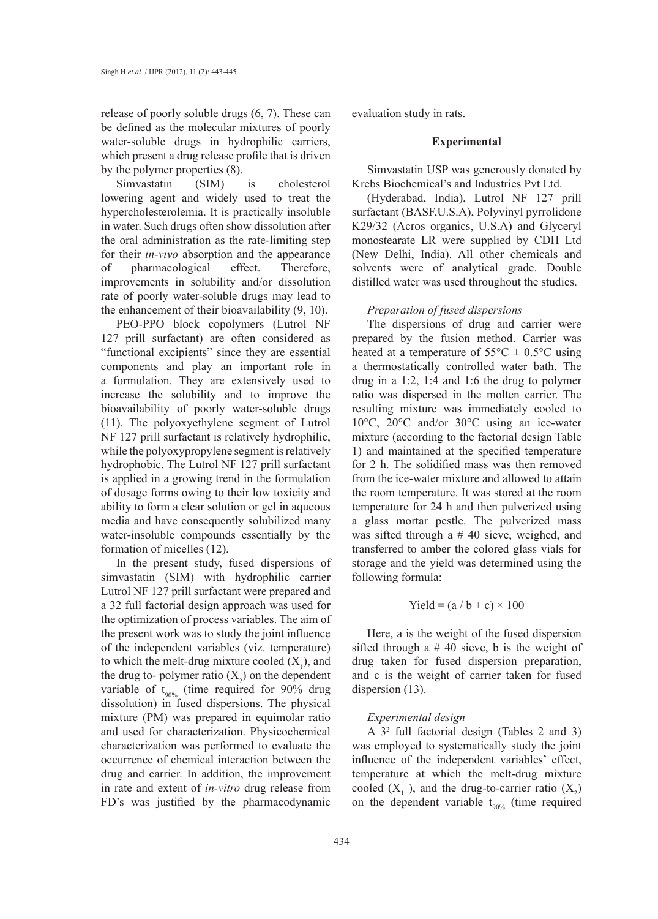release of poorly soluble drugs (6, 7). These can be defined as the molecular mixtures of poorly water-soluble drugs in hydrophilic carriers, which present a drug release profile that is driven by the polymer properties (8).

Simvastatin (SIM) is cholesterol lowering agent and widely used to treat the hypercholesterolemia. It is practically insoluble in water. Such drugs often show dissolution after the oral administration as the rate-limiting step for their *in-vivo* absorption and the appearance of pharmacological effect. Therefore, improvements in solubility and/or dissolution rate of poorly water-soluble drugs may lead to the enhancement of their bioavailability (9, 10).

PEO-PPO block copolymers (Lutrol NF 127 prill surfactant) are often considered as "functional excipients" since they are essential components and play an important role in a formulation. They are extensively used to increase the solubility and to improve the bioavailability of poorly water-soluble drugs (11). The polyoxyethylene segment of Lutrol NF 127 prill surfactant is relatively hydrophilic, while the polyoxypropylene segment is relatively hydrophobic. The Lutrol NF 127 prill surfactant is applied in a growing trend in the formulation of dosage forms owing to their low toxicity and ability to form a clear solution or gel in aqueous media and have consequently solubilized many water-insoluble compounds essentially by the formation of micelles (12).

In the present study, fused dispersions of simvastatin (SIM) with hydrophilic carrier Lutrol NF 127 prill surfactant were prepared and a 32 full factorial design approach was used for the optimization of process variables. The aim of the present work was to study the joint influence of the independent variables (viz. temperature) to which the melt-drug mixture cooled ($X_1$), and the drug to- polymer ratio ($X_2$) on the dependent variable of $t_{90\%}$ (time required for 90% drug dissolution) in fused dispersions. The physical mixture (PM) was prepared in equimolar ratio and used for characterization. Physicochemical characterization was performed to evaluate the occurrence of chemical interaction between the drug and carrier. In addition, the improvement in rate and extent of *in-vitro* drug release from FD's was justified by the pharmacodynamic evaluation study in rats.

## Experimental

Simvastatin USP was generously donated by Krebs Biochemical's and Industries Pvt Ltd.

(Hyderabad, India), Lutrol NF 127 prill surfactant (BASF,U.S.A), Polyvinyl pyrrolidone K29/32 (Acros organics, U.S.A) and Glyceryl monostearate LR were supplied by CDH Ltd (New Delhi, India). All other chemicals and solvents were of analytical grade. Double distilled water was used throughout the studies.

### *Preparation of fused dispersions*

The dispersions of drug and carrier were prepared by the fusion method. Carrier was heated at a temperature of 55°C ± 0.5°C using a thermostatically controlled water bath. The drug in a 1:2, 1:4 and 1:6 the drug to polymer ratio was dispersed in the molten carrier. The resulting mixture was immediately cooled to 10°C, 20°C and/or 30°C using an ice-water mixture (according to the factorial design Table 1) and maintained at the specified temperature for 2 h. The solidified mass was then removed from the ice-water mixture and allowed to attain the room temperature. It was stored at the room temperature for 24 h and then pulverized using a glass mortar pestle. The pulverized mass was sifted through a # 40 sieve, weighed, and transferred to amber the colored glass vials for storage and the yield was determined using the following formula:

$$\text{Yield} = (a / b + c) \times 100$$

Here, a is the weight of the fused dispersion sifted through a # 40 sieve, b is the weight of drug taken for fused dispersion preparation, and c is the weight of carrier taken for fused dispersion (13).

### *Experimental design*

A $3^2$ full factorial design (Tables 2 and 3) was employed to systematically study the joint influence of the independent variables' effect, temperature at which the melt-drug mixture cooled ($X_1$ ), and the drug-to-carrier ratio ($X_2$) on the dependent variable $t_{90\%}$ (time required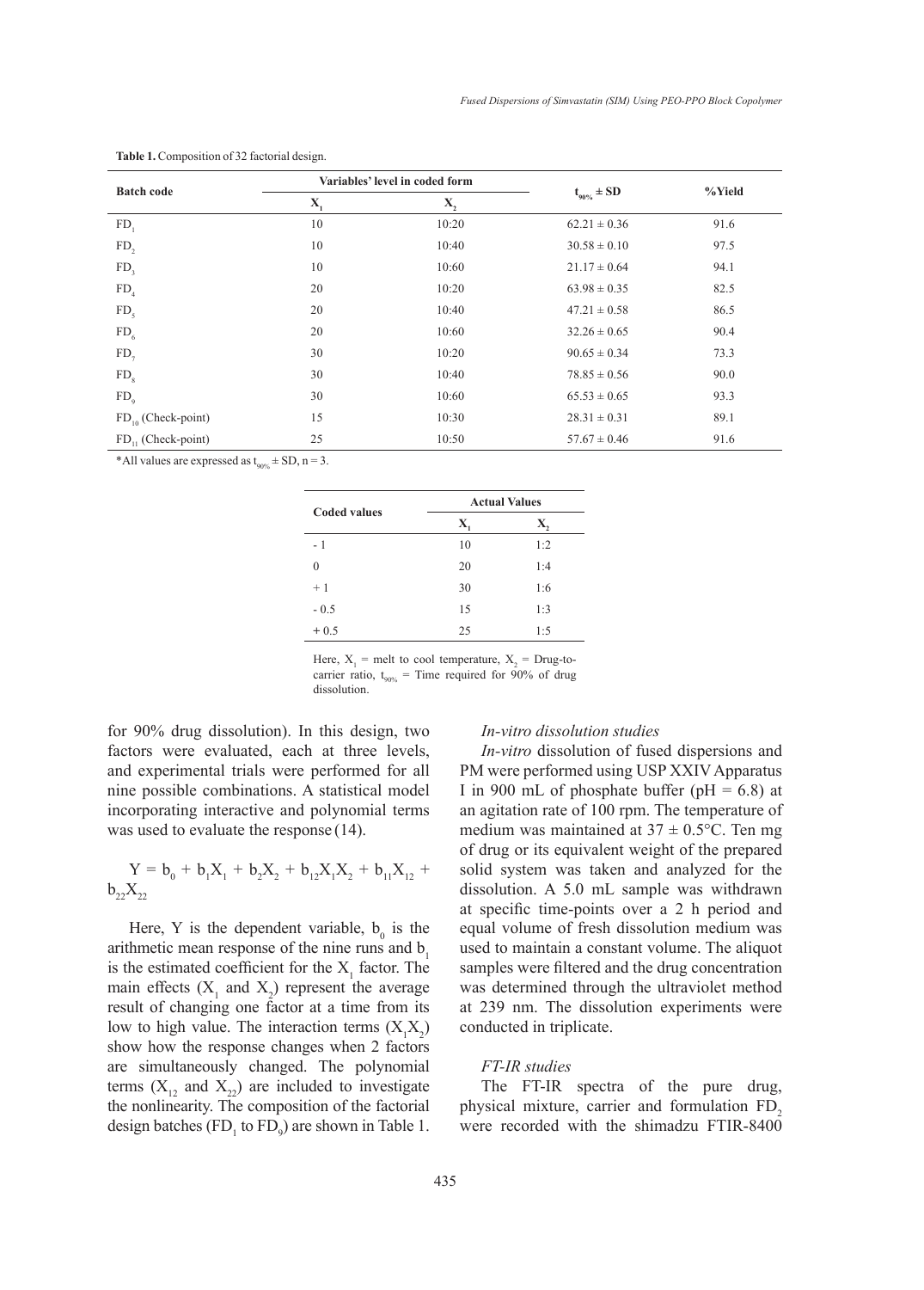**Table 1.** Composition of 32 factorial design.

| Batch code | Variables' level in coded form | | $t_{90\%} \pm SD$ | %Yield |
|---|---|---|---|---|
| | $X_1$ | $X_2$ | | |
| $FD_1$ | 10 | 10:20 | 62.21 ± 0.36 | 91.6 |
| $FD_2$ | 10 | 10:40 | 30.58 ± 0.10 | 97.5 |
| $FD_3$ | 10 | 10:60 | 21.17 ± 0.64 | 94.1 |
| $FD_4$ | 20 | 10:20 | 63.98 ± 0.35 | 82.5 |
| $FD_5$ | 20 | 10:40 | 47.21 ± 0.58 | 86.5 |
| $FD_6$ | 20 | 10:60 | 32.26 ± 0.65 | 90.4 |
| $FD_7$ | 30 | 10:20 | 90.65 ± 0.34 | 73.3 |
| $FD_8$ | 30 | 10:40 | 78.85 ± 0.56 | 90.0 |
| $FD_9$ | 30 | 10:60 | 65.53 ± 0.65 | 93.3 |
| $FD_{10}$ (Check-point) | 15 | 10:30 | 28.31 ± 0.31 | 89.1 |
| $FD_{11}$ (Check-point) | 25 | 10:50 | 57.67 ± 0.46 | 91.6 |

*All values are expressed as $t_{90\%} \pm SD$, n = 3.

| Coded values | Actual Values | |
|---|---|---|
| | $X_1$ | $X_2$ |
| - 1 | 10 | 1:2 |
| 0 | 20 | 1:4 |
| + 1 | 30 | 1:6 |
| - 0.5 | 15 | 1:3 |
| + 0.5 | 25 | 1:5 |

Here, $X_1$ = melt to cool temperature, $X_2$ = Drug-to-carrier ratio, $t_{90\%}$ = Time required for 90% of drug dissolution.

for 90% drug dissolution). In this design, two factors were evaluated, each at three levels, and experimental trials were performed for all nine possible combinations. A statistical model incorporating interactive and polynomial terms was used to evaluate the response (14).

$$Y = b_0 + b_1X_1 + b_2X_2 + b_{12}X_1X_2 + b_{11}X_{12} + b_{22}X_{22}$$

Here, Y is the dependent variable, $b_0$ is the arithmetic mean response of the nine runs and $b_1$ is the estimated coefficient for the $X_1$ factor. The main effects ($X_1$ and $X_2$) represent the average result of changing one factor at a time from its low to high value. The interaction terms ($X_1X_2$) show how the response changes when 2 factors are simultaneously changed. The polynomial terms ($X_{12}$ and $X_{22}$) are included to investigate the nonlinearity. The composition of the factorial design batches ($FD_1$ to $FD_9$) are shown in Table 1.

*In-vitro dissolution studies*

*In-vitro* dissolution of fused dispersions and PM were performed using USP XXIV Apparatus I in 900 mL of phosphate buffer (pH = 6.8) at an agitation rate of 100 rpm. The temperature of medium was maintained at 37 ± 0.5°C. Ten mg of drug or its equivalent weight of the prepared solid system was taken and analyzed for the dissolution. A 5.0 mL sample was withdrawn at specific time-points over a 2 h period and equal volume of fresh dissolution medium was used to maintain a constant volume. The aliquot samples were filtered and the drug concentration was determined through the ultraviolet method at 239 nm. The dissolution experiments were conducted in triplicate.

*FT-IR studies*

The FT-IR spectra of the pure drug, physical mixture, carrier and formulation $FD_2$ were recorded with the shimadzu FTIR-8400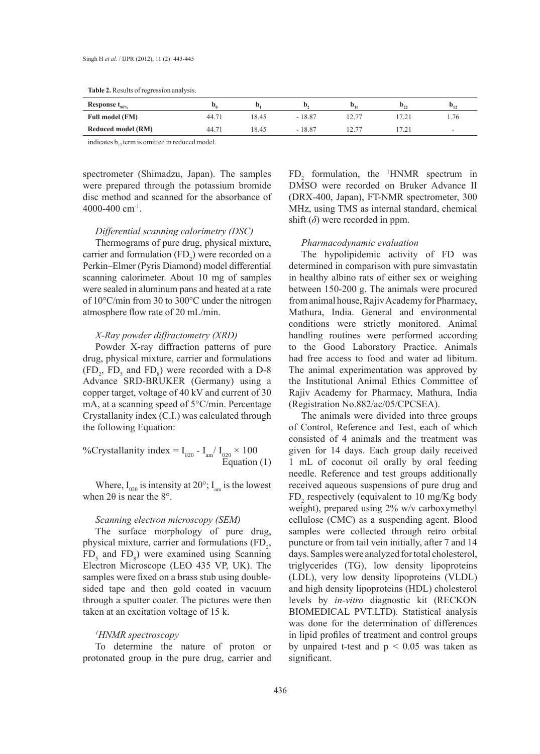**Table 2.** Results of regression analysis.

| Response $t_{90\%}$ | $b_0$ | $b_1$ | $b_2$ | $b_{11}$ | $b_{22}$ | $b_{12}$ |
|---|---|---|---|---|---|---|
| **Full model (FM)** | 44.71 | 18.45 | - 18.87 | 12.77 | 17.21 | 1.76 |
| **Reduced model (RM)** | 44.71 | 18.45 | - 18.87 | 12.77 | 17.21 | - |

indicates $b_{12}$ term is omitted in reduced model.

spectrometer (Shimadzu, Japan). The samples were prepared through the potassium bromide disc method and scanned for the absorbance of 4000-400 $cm^{-1}$.

*Differential scanning calorimetry (DSC)*

Thermograms of pure drug, physical mixture, carrier and formulation ($FD_2$) were recorded on a Perkin–Elmer (Pyris Diamond) model differential scanning calorimeter. About 10 mg of samples were sealed in aluminum pans and heated at a rate of 10°C/min from 30 to 300°C under the nitrogen atmosphere flow rate of 20 mL/min.

*X-Ray powder diffractometry (XRD)*

Powder X-ray diffraction patterns of pure drug, physical mixture, carrier and formulations ($FD_2$, $FD_5$ and $FD_8$) were recorded with a D-8 Advance SRD-BRUKER (Germany) using a copper target, voltage of 40 kV and current of 30 mA, at a scanning speed of 5°C/min. Percentage Crystallanity index (C.I.) was calculated through the following Equation:

$$\%\text{Crystallanity index} = I_{020} - I_{am} / I_{020} \times 100 \quad \text{Equation (1)}$$

Where, $I_{020}$ is intensity at 20°; $I_{am}$ is the lowest when 2θ is near the 8°.

*Scanning electron microscopy (SEM)*

The surface morphology of pure drug, physical mixture, carrier and formulations ($FD_2$, $FD_5$ and $FD_8$) were examined using Scanning Electron Microscope (LEO 435 VP, UK). The samples were fixed on a brass stub using double-sided tape and then gold coated in vacuum through a sputter coater. The pictures were then taken at an excitation voltage of 15 k.

*$^1$HNMR spectroscopy*

To determine the nature of proton or protonated group in the pure drug, carrier and $FD_2$ formulation, the $^1$HNMR spectrum in DMSO were recorded on Bruker Advance II (DRX-400, Japan), FT-NMR spectrometer, 300 MHz, using TMS as internal standard, chemical shift ($\delta$) were recorded in ppm.

*Pharmacodynamic evaluation*

The hypolipidemic activity of FD was determined in comparison with pure simvastatin in healthy albino rats of either sex or weighing between 150-200 g. The animals were procured from animal house, Rajiv Academy for Pharmacy, Mathura, India. General and environmental conditions were strictly monitored. Animal handling routines were performed according to the Good Laboratory Practice. Animals had free access to food and water ad libitum. The animal experimentation was approved by the Institutional Animal Ethics Committee of Rajiv Academy for Pharmacy, Mathura, India (Registration No.882/ac/05/CPCSEA).

The animals were divided into three groups of Control, Reference and Test, each of which consisted of 4 animals and the treatment was given for 14 days. Each group daily received 1 mL of coconut oil orally by oral feeding needle. Reference and test groups additionally received aqueous suspensions of pure drug and $FD_2$ respectively (equivalent to 10 mg/Kg body weight), prepared using 2% w/v carboxymethyl cellulose (CMC) as a suspending agent. Blood samples were collected through retro orbital puncture or from tail vein initially, after 7 and 14 days. Samples were analyzed for total cholesterol, triglycerides (TG), low density lipoproteins (LDL), very low density lipoproteins (VLDL) and high density lipoproteins (HDL) cholesterol levels by *in-vitro* diagnostic kit (RECKON BIOMEDICAL PVT.LTD). Statistical analysis was done for the determination of differences in lipid profiles of treatment and control groups by unpaired t-test and $p < 0.05$ was taken as significant.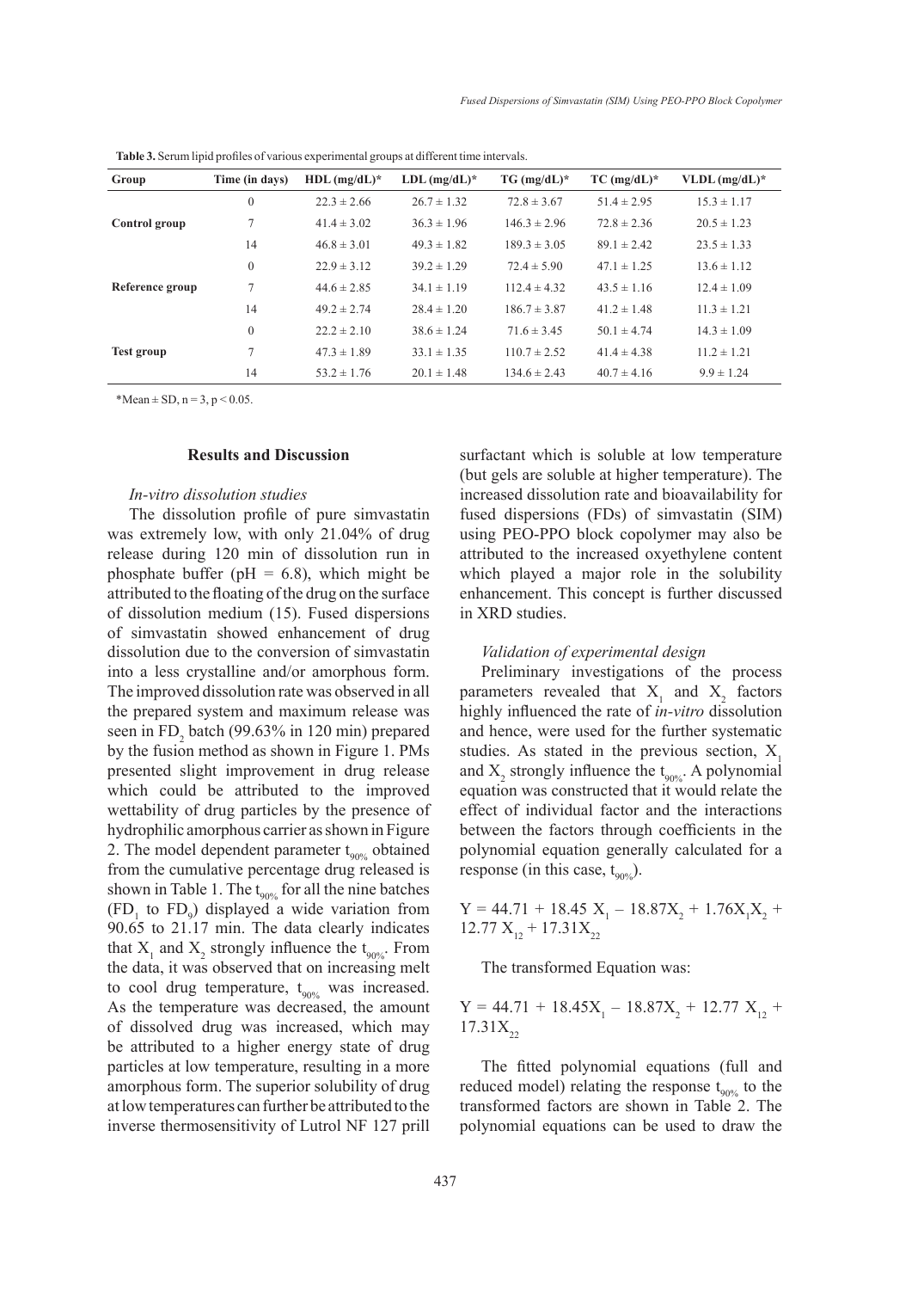**Table 3.** Serum lipid profiles of various experimental groups at different time intervals.

| Group | Time (in days) | HDL (mg/dL)* | LDL (mg/dL)* | TG (mg/dL)* | TC (mg/dL)* | VLDL (mg/dL)* |
|---|---|---|---|---|---|---|
| Control group | 0 | 22.3 ± 2.66 | 26.7 ± 1.32 | 72.8 ± 3.67 | 51.4 ± 2.95 | 15.3 ± 1.17 |
| | 7 | 41.4 ± 3.02 | 36.3 ± 1.96 | 146.3 ± 2.96 | 72.8 ± 2.36 | 20.5 ± 1.23 |
| | 14 | 46.8 ± 3.01 | 49.3 ± 1.82 | 189.3 ± 3.05 | 89.1 ± 2.42 | 23.5 ± 1.33 |
| Reference group | 0 | 22.9 ± 3.12 | 39.2 ± 1.29 | 72.4 ± 5.90 | 47.1 ± 1.25 | 13.6 ± 1.12 |
| | 7 | 44.6 ± 2.85 | 34.1 ± 1.19 | 112.4 ± 4.32 | 43.5 ± 1.16 | 12.4 ± 1.09 |
| | 14 | 49.2 ± 2.74 | 28.4 ± 1.20 | 186.7 ± 3.87 | 41.2 ± 1.48 | 11.3 ± 1.21 |
| Test group | 0 | 22.2 ± 2.10 | 38.6 ± 1.24 | 71.6 ± 3.45 | 50.1 ± 4.74 | 14.3 ± 1.09 |
| | 7 | 47.3 ± 1.89 | 33.1 ± 1.35 | 110.7 ± 2.52 | 41.4 ± 4.38 | 11.2 ± 1.21 |
| | 14 | 53.2 ± 1.76 | 20.1 ± 1.48 | 134.6 ± 2.43 | 40.7 ± 4.16 | 9.9 ± 1.24 |

*Mean ± SD, n = 3, $p < 0.05$.

## Results and Discussion

*In-vitro dissolution studies*

The dissolution profile of pure simvastatin was extremely low, with only 21.04% of drug release during 120 min of dissolution run in phosphate buffer (pH = 6.8), which might be attributed to the floating of the drug on the surface of dissolution medium (15). Fused dispersions of simvastatin showed enhancement of drug dissolution due to the conversion of simvastatin into a less crystalline and/or amorphous form. The improved dissolution rate was observed in all the prepared system and maximum release was seen in $FD_2$ batch (99.63% in 120 min) prepared by the fusion method as shown in Figure 1. PMs presented slight improvement in drug release which could be attributed to the improved wettability of drug particles by the presence of hydrophilic amorphous carrier as shown in Figure 2. The model dependent parameter $t_{90\%}$ obtained from the cumulative percentage drug released is shown in Table 1. The $t_{90\%}$ for all the nine batches ($FD_1$ to $FD_9$) displayed a wide variation from 90.65 to 21.17 min. The data clearly indicates that $X_1$ and $X_2$ strongly influence the $t_{90\%}$. From the data, it was observed that on increasing melt to cool drug temperature, $t_{90\%}$ was increased. As the temperature was decreased, the amount of dissolved drug was increased, which may be attributed to a higher energy state of drug particles at low temperature, resulting in a more amorphous form. The superior solubility of drug at low temperatures can further be attributed to the inverse thermosensitivity of Lutrol NF 127 prill surfactant which is soluble at low temperature (but gels are soluble at higher temperature). The increased dissolution rate and bioavailability for fused dispersions (FDs) of simvastatin (SIM) using PEO-PPO block copolymer may also be attributed to the increased oxyethylene content which played a major role in the solubility enhancement. This concept is further discussed in XRD studies.

*Validation of experimental design*

Preliminary investigations of the process parameters revealed that $X_1$ and $X_2$ factors highly influenced the rate of *in-vitro* dissolution and hence, were used for the further systematic studies. As stated in the previous section, $X_1$ and $X_2$ strongly influence the $t_{90\%}$. A polynomial equation was constructed that it would relate the effect of individual factor and the interactions between the factors through coefficients in the polynomial equation generally calculated for a response (in this case, $t_{90\%}$).

$$Y = 44.71 + 18.45\,X_1 - 18.87X_2 + 1.76X_1X_2 + 12.77\,X_{12} + 17.31X_{22}$$

The transformed Equation was:

$$Y = 44.71 + 18.45X_1 - 18.87X_2 + 12.77\,X_{12} + 17.31X_{22}$$

The fitted polynomial equations (full and reduced model) relating the response $t_{90\%}$ to the transformed factors are shown in Table 2. The polynomial equations can be used to draw the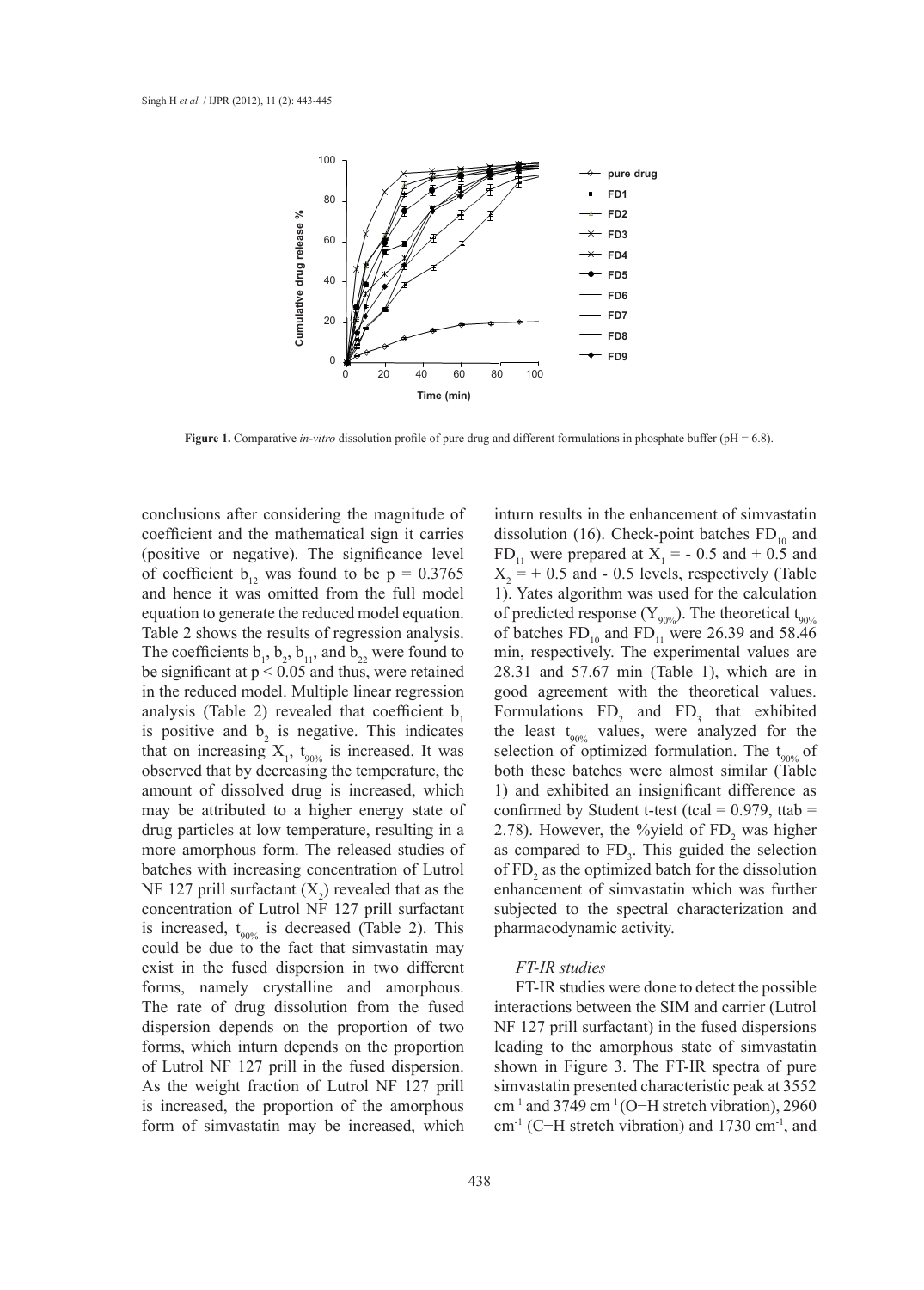**Figure 1.** Comparative *in-vitro* dissolution profile of pure drug and different formulations in phosphate buffer (pH = 6.8).

conclusions after considering the magnitude of coefficient and the mathematical sign it carries (positive or negative). The significance level of coefficient $b_{12}$ was found to be $p = 0.3765$ and hence it was omitted from the full model equation to generate the reduced model equation. Table 2 shows the results of regression analysis. The coefficients $b_1$, $b_2$, $b_{11}$, and $b_{22}$ were found to be significant at $p < 0.05$ and thus, were retained in the reduced model. Multiple linear regression analysis (Table 2) revealed that coefficient $b_1$ is positive and $b_2$ is negative. This indicates that on increasing $X_1$, $t_{90\%}$ is increased. It was observed that by decreasing the temperature, the amount of dissolved drug is increased, which may be attributed to a higher energy state of drug particles at low temperature, resulting in a more amorphous form. The released studies of batches with increasing concentration of Lutrol NF 127 prill surfactant ($X_2$) revealed that as the concentration of Lutrol NF 127 prill surfactant is increased, $t_{90\%}$ is decreased (Table 2). This could be due to the fact that simvastatin may exist in the fused dispersion in two different forms, namely crystalline and amorphous. The rate of drug dissolution from the fused dispersion depends on the proportion of two forms, which inturn depends on the proportion of Lutrol NF 127 prill in the fused dispersion. As the weight fraction of Lutrol NF 127 prill is increased, the proportion of the amorphous form of simvastatin may be increased, which inturn results in the enhancement of simvastatin dissolution (16). Check-point batches $FD_{10}$ and $FD_{11}$ were prepared at $X_1 = -0.5$ and $+0.5$ and $X_2 = +0.5$ and $-0.5$ levels, respectively (Table 1). Yates algorithm was used for the calculation of predicted response ($Y_{90\%}$). The theoretical $t_{90\%}$ of batches $FD_{10}$ and $FD_{11}$ were 26.39 and 58.46 min, respectively. The experimental values are 28.31 and 57.67 min (Table 1), which are in good agreement with the theoretical values. Formulations $FD_2$ and $FD_3$ that exhibited the least $t_{90\%}$ values, were analyzed for the selection of optimized formulation. The $t_{90\%}$ of both these batches were almost similar (Table 1) and exhibited an insignificant difference as confirmed by Student t-test (tcal = 0.979, ttab = 2.78). However, the %yield of $FD_2$ was higher as compared to $FD_3$. This guided the selection of $FD_2$ as the optimized batch for the dissolution enhancement of simvastatin which was further subjected to the spectral characterization and pharmacodynamic activity.

### *FT-IR studies*

FT-IR studies were done to detect the possible interactions between the SIM and carrier (Lutrol NF 127 prill surfactant) in the fused dispersions leading to the amorphous state of simvastatin shown in Figure 3. The FT-IR spectra of pure simvastatin presented characteristic peak at 3552 $cm^{-1}$ and 3749 $cm^{-1}$ (O−H stretch vibration), 2960 $cm^{-1}$ (C−H stretch vibration) and 1730 $cm^{-1}$, and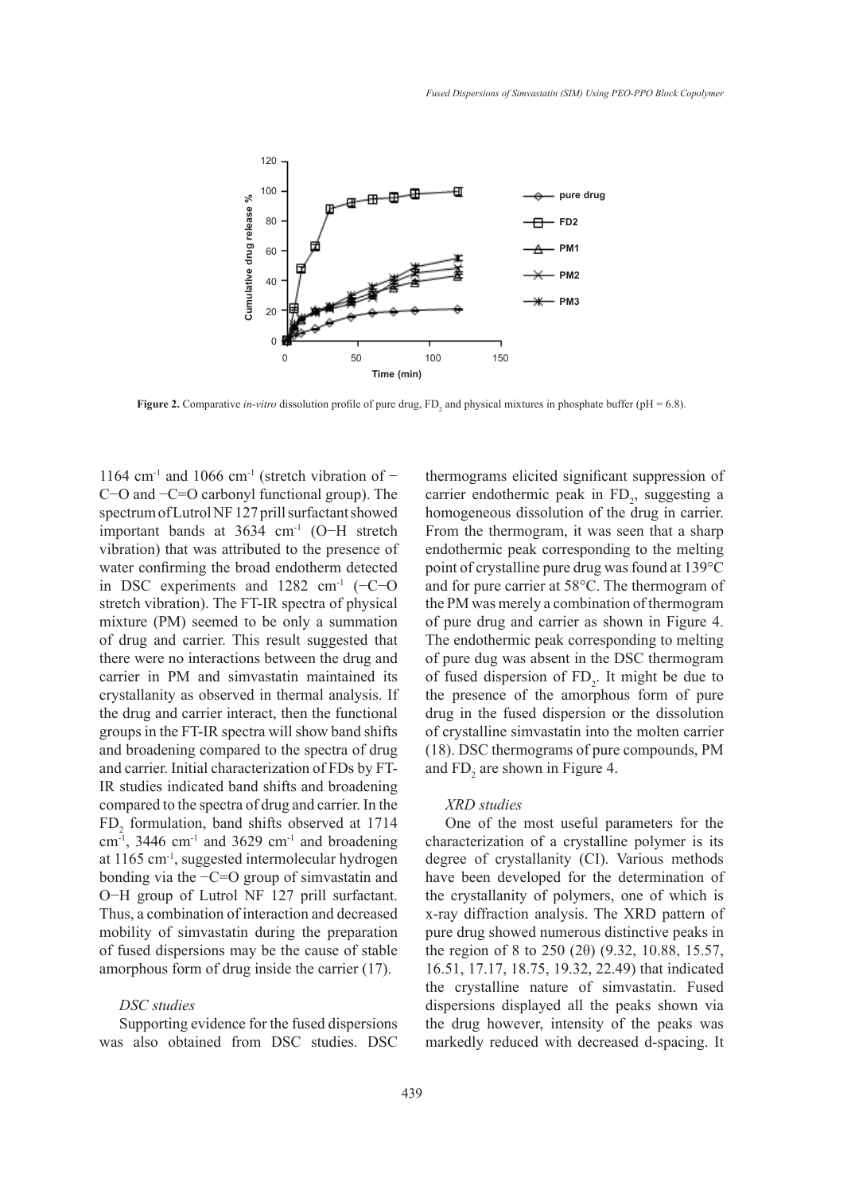**Figure 2.** Comparative *in-vitro* dissolution profile of pure drug, $FD_2$ and physical mixtures in phosphate buffer (pH = 6.8).

1164 cm$^{-1}$ and 1066 cm$^{-1}$ (stretch vibration of −C−O and −C=O carbonyl functional group). The spectrum of Lutrol NF 127 prill surfactant showed important bands at 3634 cm$^{-1}$ (O−H stretch vibration) that was attributed to the presence of water confirming the broad endotherm detected in DSC experiments and 1282 cm$^{-1}$ (−C−O stretch vibration). The FT-IR spectra of physical mixture (PM) seemed to be only a summation of drug and carrier. This result suggested that there were no interactions between the drug and carrier in PM and simvastatin maintained its crystallanity as observed in thermal analysis. If the drug and carrier interact, then the functional groups in the FT-IR spectra will show band shifts and broadening compared to the spectra of drug and carrier. Initial characterization of FDs by FT-IR studies indicated band shifts and broadening compared to the spectra of drug and carrier. In the $FD_2$ formulation, band shifts observed at 1714 cm$^{-1}$, 3446 cm$^{-1}$ and 3629 cm$^{-1}$ and broadening at 1165 cm$^{-1}$, suggested intermolecular hydrogen bonding via the −C=O group of simvastatin and O−H group of Lutrol NF 127 prill surfactant. Thus, a combination of interaction and decreased mobility of simvastatin during the preparation of fused dispersions may be the cause of stable amorphous form of drug inside the carrier (17).

### *DSC studies*

Supporting evidence for the fused dispersions was also obtained from DSC studies. DSC thermograms elicited significant suppression of carrier endothermic peak in $FD_2$, suggesting a homogeneous dissolution of the drug in carrier. From the thermogram, it was seen that a sharp endothermic peak corresponding to the melting point of crystalline pure drug was found at 139°C and for pure carrier at 58°C. The thermogram of the PM was merely a combination of thermogram of pure drug and carrier as shown in Figure 4. The endothermic peak corresponding to melting of pure dug was absent in the DSC thermogram of fused dispersion of $FD_2$. It might be due to the presence of the amorphous form of pure drug in the fused dispersion or the dissolution of crystalline simvastatin into the molten carrier (18). DSC thermograms of pure compounds, PM and $FD_2$ are shown in Figure 4.

### *XRD studies*

One of the most useful parameters for the characterization of a crystalline polymer is its degree of crystallanity (CI). Various methods have been developed for the determination of the crystallanity of polymers, one of which is x-ray diffraction analysis. The XRD pattern of pure drug showed numerous distinctive peaks in the region of 8 to 250 (2θ) (9.32, 10.88, 15.57, 16.51, 17.17, 18.75, 19.32, 22.49) that indicated the crystalline nature of simvastatin. Fused dispersions displayed all the peaks shown via the drug however, intensity of the peaks was markedly reduced with decreased d-spacing. It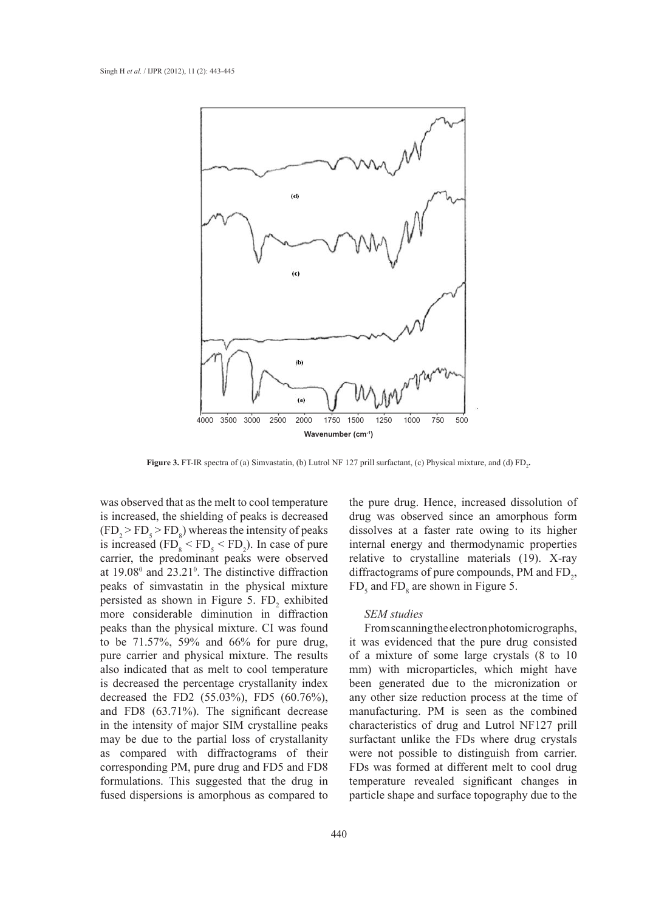**Figure 3.** FT-IR spectra of (a) Simvastatin, (b) Lutrol NF 127 prill surfactant, (c) Physical mixture, and (d) $FD_2$.

was observed that as the melt to cool temperature is increased, the shielding of peaks is decreased ($FD_2 > FD_5 > FD_8$) whereas the intensity of peaks is increased ($FD_8 < FD_5 < FD_2$). In case of pure carrier, the predominant peaks were observed at $19.08^0$ and $23.21^0$. The distinctive diffraction peaks of simvastatin in the physical mixture persisted as shown in Figure 5. $FD_2$ exhibited more considerable diminution in diffraction peaks than the physical mixture. CI was found to be 71.57%, 59% and 66% for pure drug, pure carrier and physical mixture. The results also indicated that as melt to cool temperature is decreased the percentage crystallanity index decreased the FD2 (55.03%), FD5 (60.76%), and FD8 (63.71%). The significant decrease in the intensity of major SIM crystalline peaks may be due to the partial loss of crystallanity as compared with diffractograms of their corresponding PM, pure drug and FD5 and FD8 formulations. This suggested that the drug in fused dispersions is amorphous as compared to the pure drug. Hence, increased dissolution of drug was observed since an amorphous form dissolves at a faster rate owing to its higher internal energy and thermodynamic properties relative to crystalline materials (19). X-ray diffractograms of pure compounds, PM and $FD_2$, $FD_5$ and $FD_8$ are shown in Figure 5.

### *SEM studies*

From scanning the electron photomicrographs, it was evidenced that the pure drug consisted of a mixture of some large crystals (8 to 10 mm) with microparticles, which might have been generated due to the micronization or any other size reduction process at the time of manufacturing. PM is seen as the combined characteristics of drug and Lutrol NF127 prill surfactant unlike the FDs where drug crystals were not possible to distinguish from carrier. FDs was formed at different melt to cool drug temperature revealed significant changes in particle shape and surface topography due to the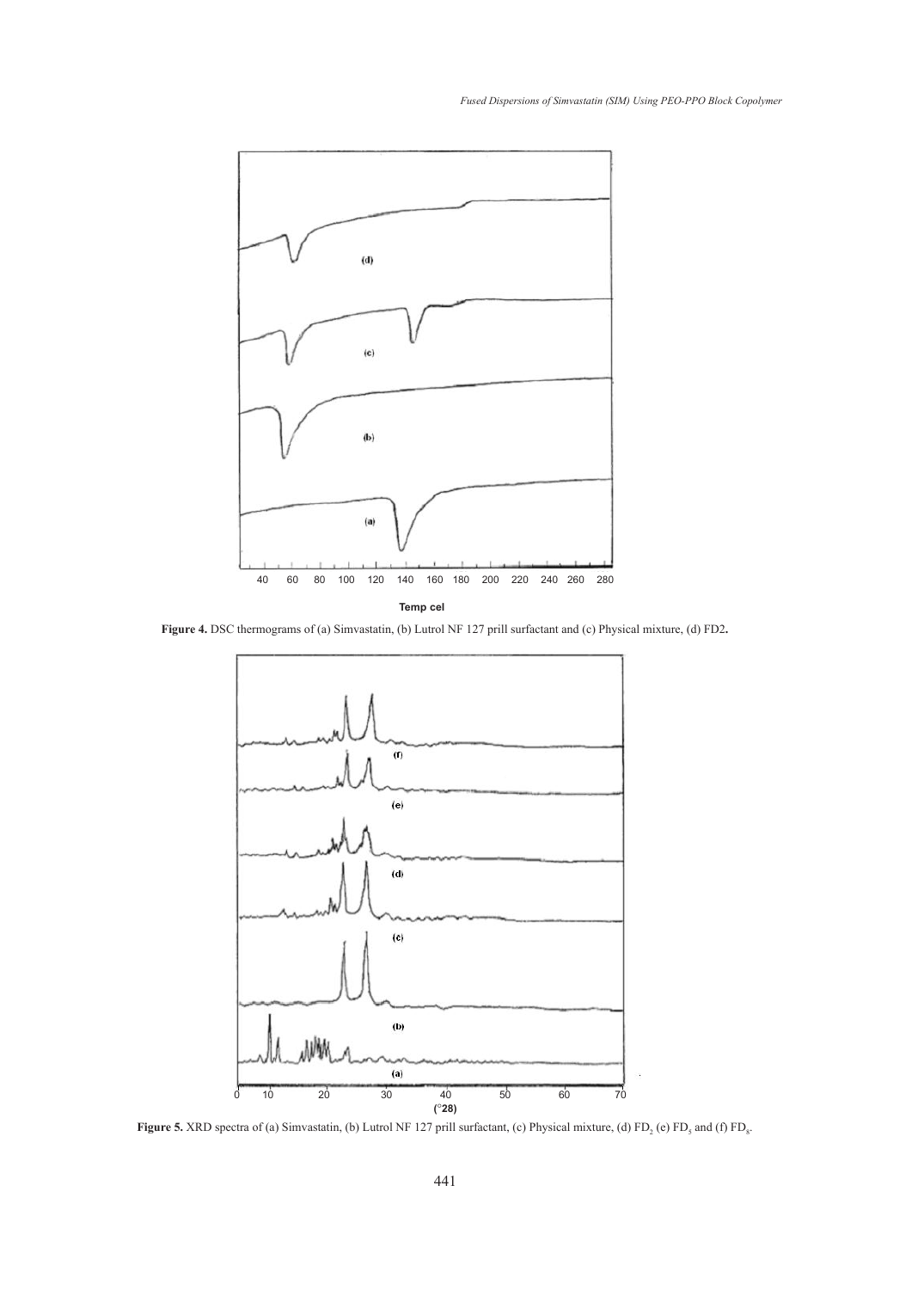Figure 4. DSC thermograms of (a) Simvastatin, (b) Lutrol NF 127 prill surfactant and (c) Physical mixture, (d) FD2.

Figure 5. XRD spectra of (a) Simvastatin, (b) Lutrol NF 127 prill surfactant, (c) Physical mixture, (d) $FD_2$ (e) $FD_5$ and (f) $FD_8$.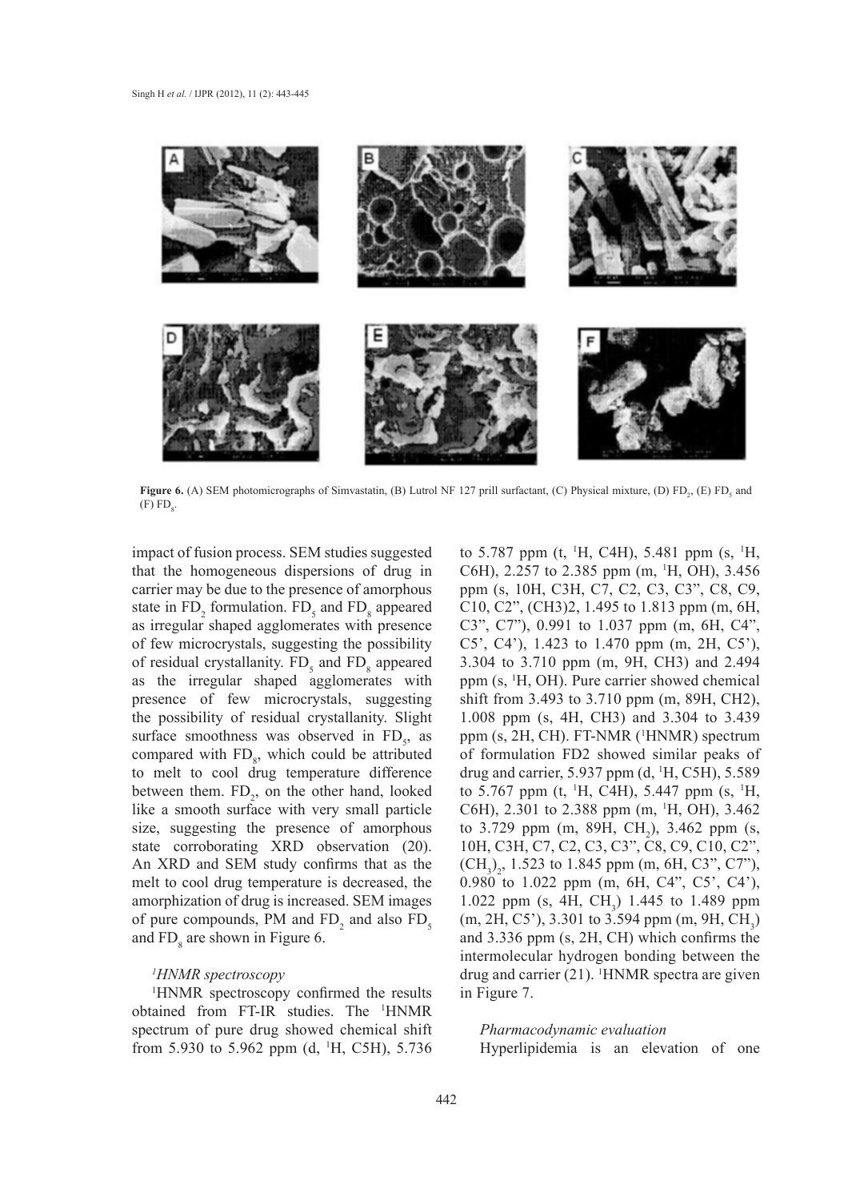**Figure 6.** (A) SEM photomicrographs of Simvastatin, (B) Lutrol NF 127 prill surfactant, (C) Physical mixture, (D) $FD_2$, (E) $FD_5$ and (F) $FD_8$.

impact of fusion process. SEM studies suggested that the homogeneous dispersions of drug in carrier may be due to the presence of amorphous state in $FD_2$ formulation. $FD_5$ and $FD_8$ appeared as irregular shaped agglomerates with presence of few microcrystals, suggesting the possibility of residual crystallanity. $FD_5$ and $FD_8$ appeared as the irregular shaped agglomerates with presence of few microcrystals, suggesting the possibility of residual crystallanity. Slight surface smoothness was observed in $FD_5$, as compared with $FD_8$, which could be attributed to melt to cool drug temperature difference between them. $FD_2$, on the other hand, looked like a smooth surface with very small particle size, suggesting the presence of amorphous state corroborating XRD observation (20). An XRD and SEM study confirms that as the melt to cool drug temperature is decreased, the amorphization of drug is increased. SEM images of pure compounds, PM and $FD_2$ and also $FD_5$ and $FD_8$ are shown in Figure 6.

### *[1]HNMR spectroscopy*

[1]HNMR spectroscopy confirmed the results obtained from FT-IR studies. The [1]HNMR spectrum of pure drug showed chemical shift from 5.930 to 5.962 ppm (d, [1]H, C5H), 5.736 to 5.787 ppm (t, [1]H, C4H), 5.481 ppm (s, [1]H, C6H), 2.257 to 2.385 ppm (m, [1]H, OH), 3.456 ppm (s, 10H, C3H, C7, C2, C3, C3", C8, C9, C10, C2", (CH3)2, 1.495 to 1.813 ppm (m, 6H, C3", C7"), 0.991 to 1.037 ppm (m, 6H, C4", C5', C4'), 1.423 to 1.470 ppm (m, 2H, C5'), 3.304 to 3.710 ppm (m, 9H, CH3) and 2.494 ppm (s, [1]H, OH). Pure carrier showed chemical shift from 3.493 to 3.710 ppm (m, 89H, CH2), 1.008 ppm (s, 4H, CH3) and 3.304 to 3.439 ppm (s, 2H, CH). FT-NMR ([1]HNMR) spectrum of formulation FD2 showed similar peaks of drug and carrier, 5.937 ppm (d, [1]H, C5H), 5.589 to 5.767 ppm (t, [1]H, C4H), 5.447 ppm (s, [1]H, C6H), 2.301 to 2.388 ppm (m, [1]H, OH), 3.462 to 3.729 ppm (m, 89H, $CH_2$), 3.462 ppm (s, 10H, C3H, C7, C2, C3, C3", C8, C9, C10, C2", $(CH_3)_2$, 1.523 to 1.845 ppm (m, 6H, C3", C7"), 0.980 to 1.022 ppm (m, 6H, C4", C5', C4'), 1.022 ppm (s, 4H, $CH_3$) 1.445 to 1.489 ppm (m, 2H, C5'), 3.301 to 3.594 ppm (m, 9H, $CH_3$) and 3.336 ppm (s, 2H, CH) which confirms the intermolecular hydrogen bonding between the drug and carrier (21). [1]HNMR spectra are given in Figure 7.

### *Pharmacodynamic evaluation*

Hyperlipidemia is an elevation of one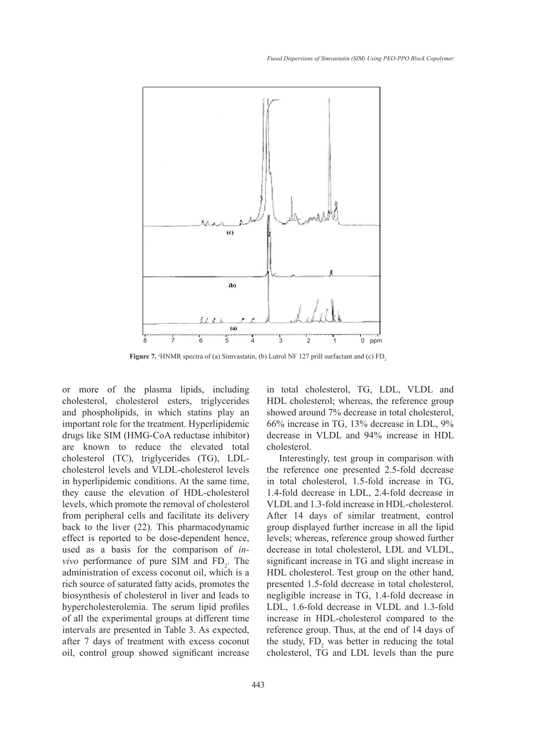**Figure 7.** [1]HNMR spectra of (a) Simvastatin, (b) Lutrol NF 127 prill surfactant and (c) $FD_2$

or more of the plasma lipids, including cholesterol, cholesterol esters, triglycerides and phospholipids, in which statins play an important role for the treatment. Hyperlipidemic drugs like SIM (HMG-CoA reductase inhibitor) are known to reduce the elevated total cholesterol (TC), triglycerides (TG), LDL-cholesterol levels and VLDL-cholesterol levels in hyperlipidemic conditions. At the same time, they cause the elevation of HDL-cholesterol levels, which promote the removal of cholesterol from peripheral cells and facilitate its delivery back to the liver (22). This pharmacodynamic effect is reported to be dose-dependent hence, used as a basis for the comparison of *in-vivo* performance of pure SIM and $FD_2$. The administration of excess coconut oil, which is a rich source of saturated fatty acids, promotes the biosynthesis of cholesterol in liver and leads to hypercholesterolemia. The serum lipid profiles of all the experimental groups at different time intervals are presented in Table 3. As expected, after 7 days of treatment with excess coconut oil, control group showed significant increase in total cholesterol, TG, LDL, VLDL and HDL cholesterol; whereas, the reference group showed around 7% decrease in total cholesterol, 66% increase in TG, 13% decrease in LDL, 9% decrease in VLDL and 94% increase in HDL cholesterol.

Interestingly, test group in comparison with the reference one presented 2.5-fold decrease in total cholesterol, 1.5-fold increase in TG, 1.4-fold decrease in LDL, 2.4-fold decrease in VLDL and 1.3-fold increase in HDL-cholesterol. After 14 days of similar treatment, control group displayed further increase in all the lipid levels; whereas, reference group showed further decrease in total cholesterol, LDL and VLDL, significant increase in TG and slight increase in HDL cholesterol. Test group on the other hand, presented 1.5-fold decrease in total cholesterol, negligible increase in TG, 1.4-fold decrease in LDL, 1.6-fold decrease in VLDL and 1.3-fold increase in HDL-cholesterol compared to the reference group. Thus, at the end of 14 days of the study, $FD_2$ was better in reducing the total cholesterol, TG and LDL levels than the pure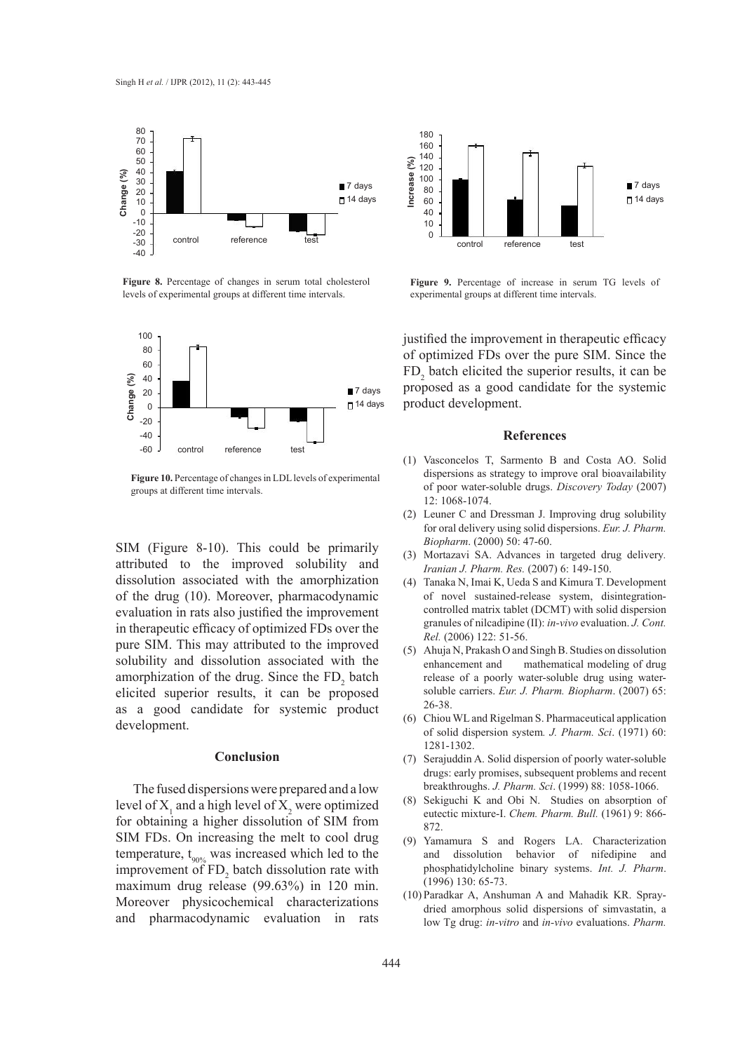Figure 8. Percentage of changes in serum total cholesterol levels of experimental groups at different time intervals.

Figure 9. Percentage of increase in serum TG levels of experimental groups at different time intervals.

Figure 10. Percentage of changes in LDL levels of experimental groups at different time intervals.

SIM (Figure 8-10). This could be primarily attributed to the improved solubility and dissolution associated with the amorphization of the drug (10). Moreover, pharmacodynamic evaluation in rats also justified the improvement in therapeutic efficacy of optimized FDs over the pure SIM. This may attributed to the improved solubility and dissolution associated with the amorphization of the drug. Since the $FD_2$ batch elicited superior results, it can be proposed as a good candidate for systemic product development.

## Conclusion

The fused dispersions were prepared and a low level of $X_1$ and a high level of $X_2$ were optimized for obtaining a higher dissolution of SIM from SIM FDs. On increasing the melt to cool drug temperature, $t_{90\%}$ was increased which led to the improvement of $FD_2$ batch dissolution rate with maximum drug release (99.63%) in 120 min. Moreover physicochemical characterizations and pharmacodynamic evaluation in rats justified the improvement in therapeutic efficacy of optimized FDs over the pure SIM. Since the $FD_2$ batch elicited the superior results, it can be proposed as a good candidate for the systemic product development.

## References

(1) Vasconcelos T, Sarmento B and Costa AO. Solid dispersions as strategy to improve oral bioavailability of poor water-soluble drugs. *Discovery Today* (2007) 12: 1068-1074.

(2) Leuner C and Dressman J. Improving drug solubility for oral delivery using solid dispersions. *Eur. J. Pharm. Biopharm*. (2000) 50: 47-60.

(3) Mortazavi SA. Advances in targeted drug delivery. *Iranian J. Pharm. Res.* (2007) 6: 149-150.

(4) Tanaka N, Imai K, Ueda S and Kimura T. Development of novel sustained-release system, disintegration-controlled matrix tablet (DCMT) with solid dispersion granules of nilcadipine (II): *in-vivo* evaluation. *J. Cont. Rel.* (2006) 122: 51-56.

(5) Ahuja N, Prakash O and Singh B. Studies on dissolution enhancement and mathematical modeling of drug release of a poorly water-soluble drug using water-soluble carriers. *Eur. J. Pharm. Biopharm*. (2007) 65: 26-38.

(6) Chiou WL and Rigelman S. Pharmaceutical application of solid dispersion system. *J. Pharm. Sci*. (1971) 60: 1281-1302.

(7) Serajuddin A. Solid dispersion of poorly water-soluble drugs: early promises, subsequent problems and recent breakthroughs. *J. Pharm. Sci*. (1999) 88: 1058-1066.

(8) Sekiguchi K and Obi N. Studies on absorption of eutectic mixture-I. *Chem. Pharm. Bull.* (1961) 9: 866-872.

(9) Yamamura S and Rogers LA. Characterization and dissolution behavior of nifedipine and phosphatidylcholine binary systems. *Int. J. Pharm*. (1996) 130: 65-73.

(10) Paradkar A, Anshuman A and Mahadik KR. Spray-dried amorphous solid dispersions of simvastatin, a low Tg drug: *in-vitro* and *in-vivo* evaluations. *Pharm.*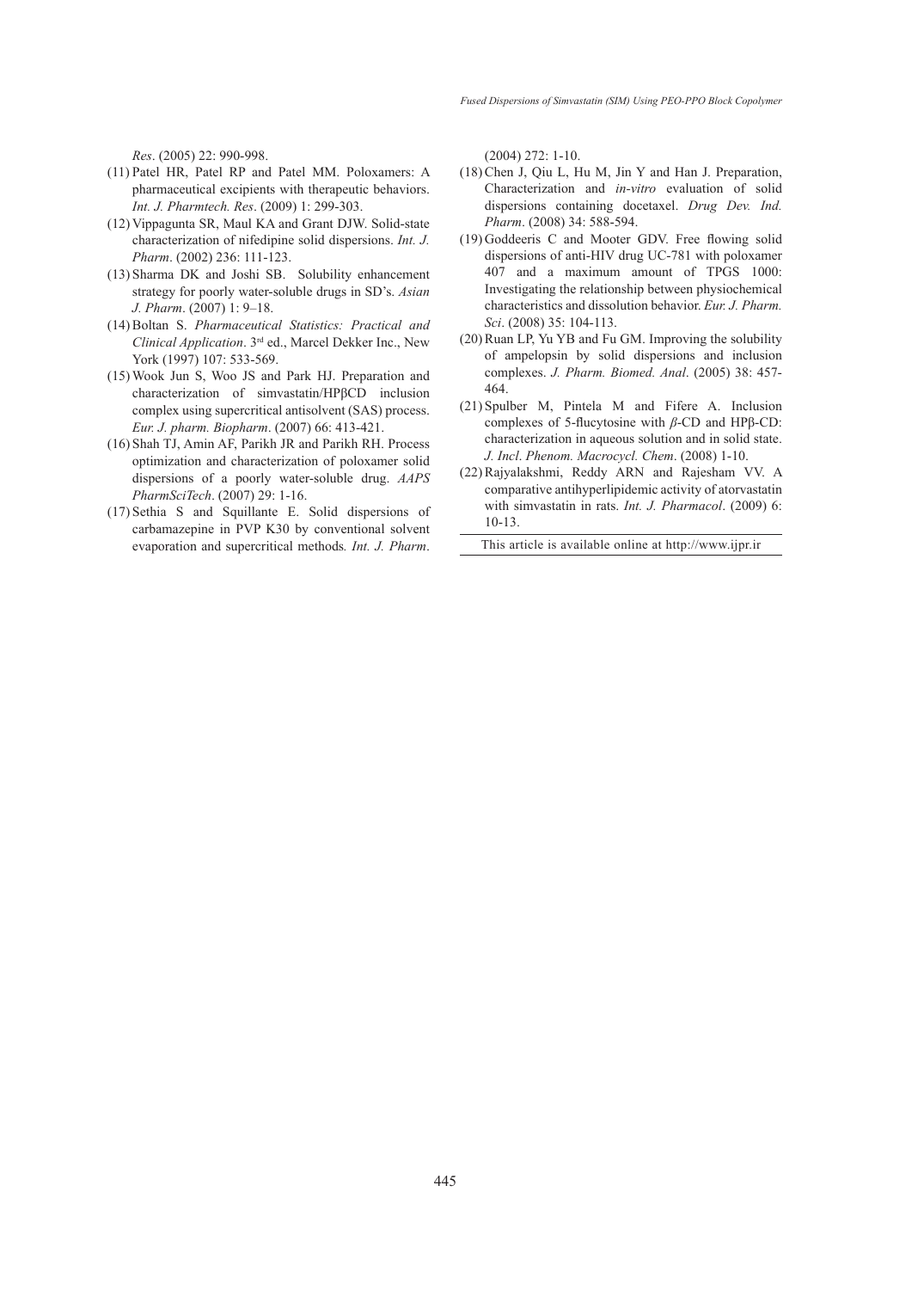*Res*. (2005) 22: 990-998.

(11) Patel HR, Patel RP and Patel MM. Poloxamers: A pharmaceutical excipients with therapeutic behaviors. *Int. J. Pharmtech. Res*. (2009) 1: 299-303.

(12) Vippagunta SR, Maul KA and Grant DJW. Solid-state characterization of nifedipine solid dispersions. *Int. J. Pharm*. (2002) 236: 111-123.

(13) Sharma DK and Joshi SB. Solubility enhancement strategy for poorly water-soluble drugs in SD's. *Asian J. Pharm*. (2007) 1: 9–18.

(14) Boltan S. *Pharmaceutical Statistics: Practical and Clinical Application*. 3rd ed., Marcel Dekker Inc., New York (1997) 107: 533-569.

(15) Wook Jun S, Woo JS and Park HJ. Preparation and characterization of simvastatin/HPβCD inclusion complex using supercritical antisolvent (SAS) process. *Eur. J. pharm. Biopharm*. (2007) 66: 413-421.

(16) Shah TJ, Amin AF, Parikh JR and Parikh RH. Process optimization and characterization of poloxamer solid dispersions of a poorly water-soluble drug. *AAPS PharmSciTech*. (2007) 29: 1-16.

(17) Sethia S and Squillante E. Solid dispersions of carbamazepine in PVP K30 by conventional solvent evaporation and supercritical methods*. Int. J. Pharm*. (2004) 272: 1-10.

(18) Chen J, Qiu L, Hu M, Jin Y and Han J. Preparation, Characterization and *in-vitro* evaluation of solid dispersions containing docetaxel. *Drug Dev. Ind. Pharm*. (2008) 34: 588-594.

(19) Goddeeris C and Mooter GDV. Free flowing solid dispersions of anti-HIV drug UC-781 with poloxamer 407 and a maximum amount of TPGS 1000: Investigating the relationship between physiochemical characteristics and dissolution behavior. *Eur. J. Pharm. Sci*. (2008) 35: 104-113.

(20) Ruan LP, Yu YB and Fu GM. Improving the solubility of ampelopsin by solid dispersions and inclusion complexes. *J. Pharm. Biomed. Anal*. (2005) 38: 457-464.

(21) Spulber M, Pintela M and Fifere A. Inclusion complexes of 5-flucytosine with *β*-CD and HPβ-CD: characterization in aqueous solution and in solid state. *J. Incl. Phenom. Macrocycl. Chem*. (2008) 1-10.

(22) Rajyalakshmi, Reddy ARN and Rajesham VV. A comparative antihyperlipidemic activity of atorvastatin with simvastatin in rats. *Int. J. Pharmacol*. (2009) 6: 10-13.

This article is available online at http://www.ijpr.ir